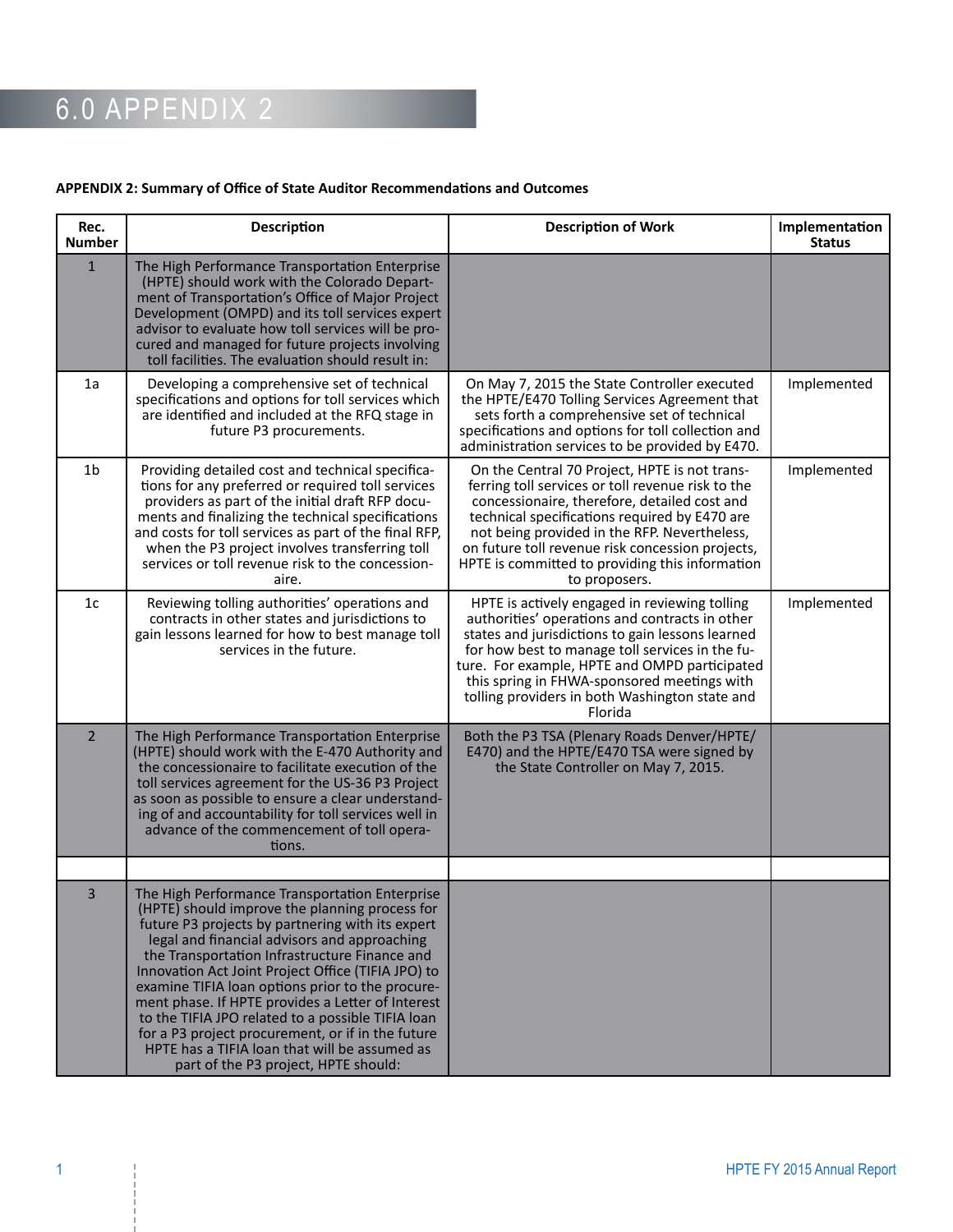# 6.0 APPENDIX 2

**APPENDIX 2: Summary of Office of State Auditor Recommendations and Outcomes**

| Rec. Number | Description | Description of Work | Implementation Status |
|---|---|---|---|
| 1 | The High Performance Transportation Enterprise (HPTE) should work with the Colorado Department of Transportation's Office of Major Project Development (OMPD) and its toll services expert advisor to evaluate how toll services will be procured and managed for future projects involving toll facilities. The evaluation should result in: | | |
| 1a | Developing a comprehensive set of technical specifications and options for toll services which are identified and included at the RFQ stage in future P3 procurements. | On May 7, 2015 the State Controller executed the HPTE/E470 Tolling Services Agreement that sets forth a comprehensive set of technical specifications and options for toll collection and administration services to be provided by E470. | Implemented |
| 1b | Providing detailed cost and technical specifications for any preferred or required toll services providers as part of the initial draft RFP documents and finalizing the technical specifications and costs for toll services as part of the final RFP, when the P3 project involves transferring toll services or toll revenue risk to the concessionaire. | On the Central 70 Project, HPTE is not transferring toll services or toll revenue risk to the concessionaire, therefore, detailed cost and technical specifications required by E470 are not being provided in the RFP. Nevertheless, on future toll revenue risk concession projects, HPTE is committed to providing this information to proposers. | Implemented |
| 1c | Reviewing tolling authorities' operations and contracts in other states and jurisdictions to gain lessons learned for how to best manage toll services in the future. | HPTE is actively engaged in reviewing tolling authorities' operations and contracts in other states and jurisdictions to gain lessons learned for how best to manage toll services in the future. For example, HPTE and OMPD participated this spring in FHWA-sponsored meetings with tolling providers in both Washington state and Florida | Implemented |
| 2 | The High Performance Transportation Enterprise (HPTE) should work with the E-470 Authority and the concessionaire to facilitate execution of the toll services agreement for the US-36 P3 Project as soon as possible to ensure a clear understanding of and accountability for toll services well in advance of the commencement of toll operations. | Both the P3 TSA (Plenary Roads Denver/HPTE/E470) and the HPTE/E470 TSA were signed by the State Controller on May 7, 2015. | |
| | | | |
| 3 | The High Performance Transportation Enterprise (HPTE) should improve the planning process for future P3 projects by partnering with its expert legal and financial advisors and approaching the Transportation Infrastructure Finance and Innovation Act Joint Project Office (TIFIA JPO) to examine TIFIA loan options prior to the procurement phase. If HPTE provides a Letter of Interest to the TIFIA JPO related to a possible TIFIA loan for a P3 project procurement, or if in the future HPTE has a TIFIA loan that will be assumed as part of the P3 project, HPTE should: | | |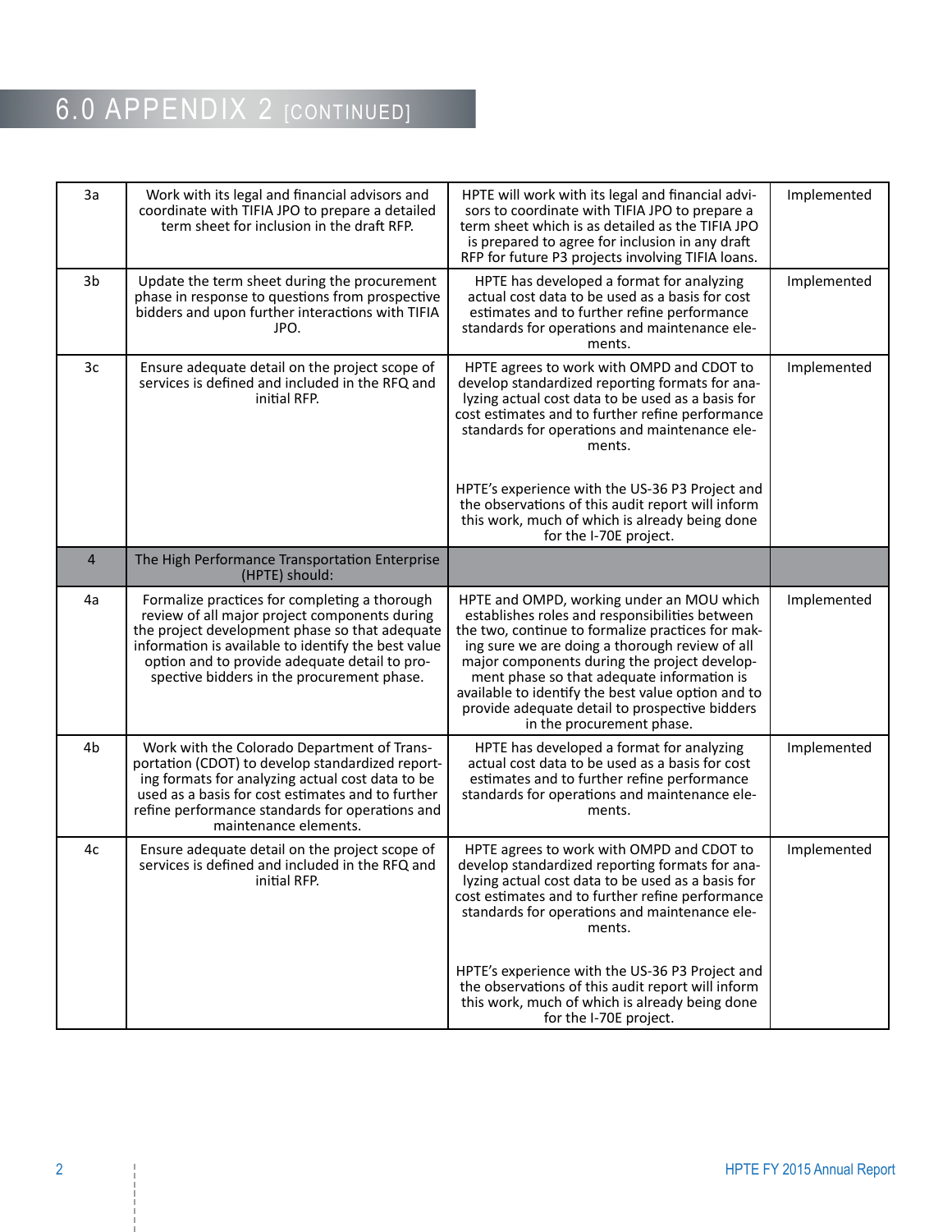# 6.0 APPENDIX 2 [CONTINUED]

| | | | |
|---|---|---|---|
| 3a | Work with its legal and financial advisors and coordinate with TIFIA JPO to prepare a detailed term sheet for inclusion in the draft RFP. | HPTE will work with its legal and financial advisors to coordinate with TIFIA JPO to prepare a term sheet which is as detailed as the TIFIA JPO is prepared to agree for inclusion in any draft RFP for future P3 projects involving TIFIA loans. | Implemented |
| 3b | Update the term sheet during the procurement phase in response to questions from prospective bidders and upon further interactions with TIFIA JPO. | HPTE has developed a format for analyzing actual cost data to be used as a basis for cost estimates and to further refine performance standards for operations and maintenance elements. | Implemented |
| 3c | Ensure adequate detail on the project scope of services is defined and included in the RFQ and initial RFP. | HPTE agrees to work with OMPD and CDOT to develop standardized reporting formats for analyzing actual cost data to be used as a basis for cost estimates and to further refine performance standards for operations and maintenance elements.<br><br>HPTE's experience with the US-36 P3 Project and the observations of this audit report will inform this work, much of which is already being done for the I-70E project. | Implemented |
| 4 | The High Performance Transportation Enterprise (HPTE) should: | | |
| 4a | Formalize practices for completing a thorough review of all major project components during the project development phase so that adequate information is available to identify the best value option and to provide adequate detail to prospective bidders in the procurement phase. | HPTE and OMPD, working under an MOU which establishes roles and responsibilities between the two, continue to formalize practices for making sure we are doing a thorough review of all major components during the project development phase so that adequate information is available to identify the best value option and to provide adequate detail to prospective bidders in the procurement phase. | Implemented |
| 4b | Work with the Colorado Department of Transportation (CDOT) to develop standardized reporting formats for analyzing actual cost data to be used as a basis for cost estimates and to further refine performance standards for operations and maintenance elements. | HPTE has developed a format for analyzing actual cost data to be used as a basis for cost estimates and to further refine performance standards for operations and maintenance elements. | Implemented |
| 4c | Ensure adequate detail on the project scope of services is defined and included in the RFQ and initial RFP. | HPTE agrees to work with OMPD and CDOT to develop standardized reporting formats for analyzing actual cost data to be used as a basis for cost estimates and to further refine performance standards for operations and maintenance elements.<br><br>HPTE's experience with the US-36 P3 Project and the observations of this audit report will inform this work, much of which is already being done for the I-70E project. | Implemented |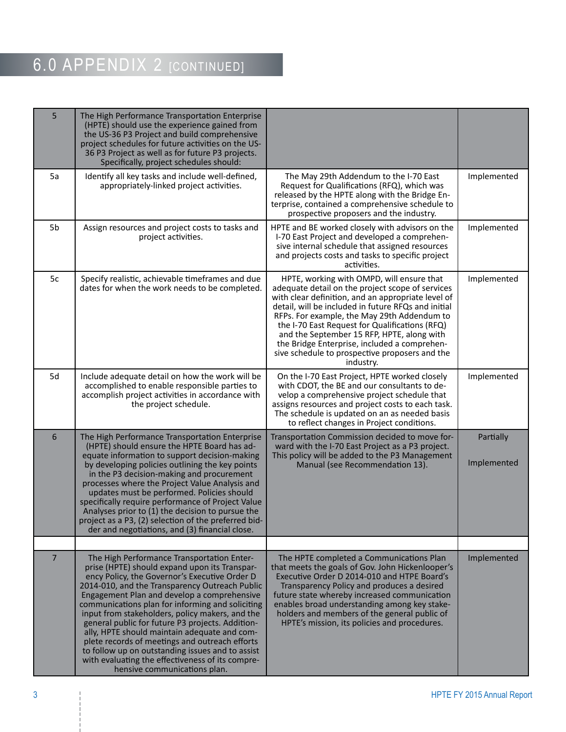// 6.0 APPENDIX 2 [CONTINUED]

| | | | |
|---|---|---|---|
| 5 | The High Performance Transportation Enterprise (HPTE) should use the experience gained from the US-36 P3 Project and build comprehensive project schedules for future activities on the US-36 P3 Project as well as for future P3 projects. Specifically, project schedules should: | | |
| 5a | Identify all key tasks and include well-defined, appropriately-linked project activities. | The May 29th Addendum to the I-70 East Request for Qualifications (RFQ), which was released by the HPTE along with the Bridge Enterprise, contained a comprehensive schedule to prospective proposers and the industry. | Implemented |
| 5b | Assign resources and project costs to tasks and project activities. | HPTE and BE worked closely with advisors on the I-70 East Project and developed a comprehensive internal schedule that assigned resources and projects costs and tasks to specific project activities. | Implemented |
| 5c | Specify realistic, achievable timeframes and due dates for when the work needs to be completed. | HPTE, working with OMPD, will ensure that adequate detail on the project scope of services with clear definition, and an appropriate level of detail, will be included in future RFQs and initial RFPs. For example, the May 29th Addendum to the I-70 East Request for Qualifications (RFQ) and the September 15 RFP, HPTE, along with the Bridge Enterprise, included a comprehensive schedule to prospective proposers and the industry. | Implemented |
| 5d | Include adequate detail on how the work will be accomplished to enable responsible parties to accomplish project activities in accordance with the project schedule. | On the I-70 East Project, HPTE worked closely with CDOT, the BE and our consultants to develop a comprehensive project schedule that assigns resources and project costs to each task. The schedule is updated on an as needed basis to reflect changes in Project conditions. | Implemented |
| 6 | The High Performance Transportation Enterprise (HPTE) should ensure the HPTE Board has adequate information to support decision-making by developing policies outlining the key points in the P3 decision-making and procurement processes where the Project Value Analysis and updates must be performed. Policies should specifically require performance of Project Value Analyses prior to (1) the decision to pursue the project as a P3, (2) selection of the preferred bidder and negotiations, and (3) financial close. | Transportation Commission decided to move forward with the I-70 East Project as a P3 project. This policy will be added to the P3 Management Manual (see Recommendation 13). | Partially Implemented |
| | | | |
| 7 | The High Performance Transportation Enterprise (HPTE) should expand upon its Transparency Policy, the Governor's Executive Order D 2014-010, and the Transparency Outreach Public Engagement Plan and develop a comprehensive communications plan for informing and soliciting input from stakeholders, policy makers, and the general public for future P3 projects. Additionally, HPTE should maintain adequate and complete records of meetings and outreach efforts to follow up on outstanding issues and to assist with evaluating the effectiveness of its comprehensive communications plan. | The HPTE completed a Communications Plan that meets the goals of Gov. John Hickenlooper's Executive Order D 2014-010 and HTPE Board's Transparency Policy and produces a desired future state whereby increased communication enables broad understanding among key stakeholders and members of the general public of HPTE's mission, its policies and procedures. | Implemented |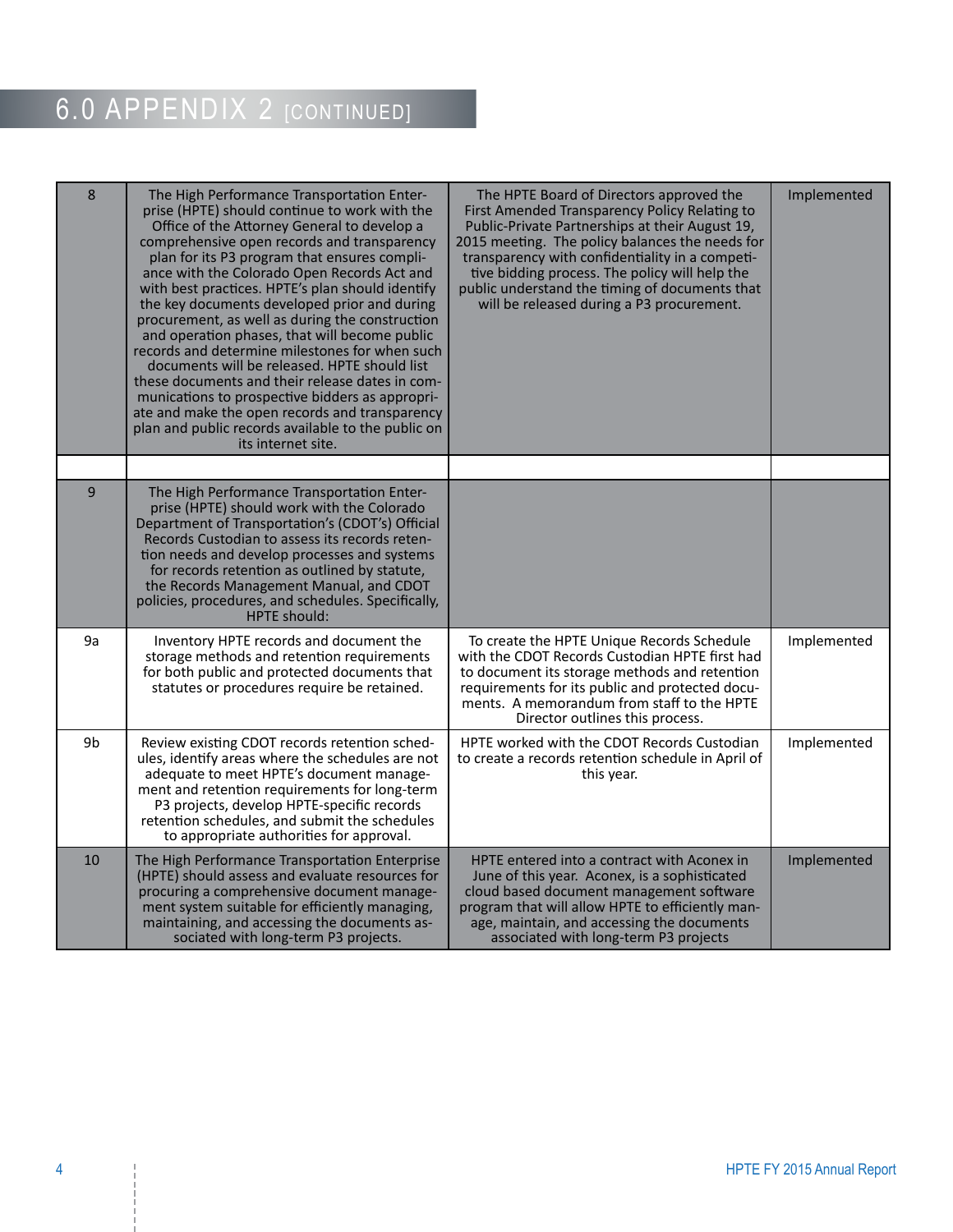# 6.0 APPENDIX 2 [CONTINUED]

| | | | |
|---|---|---|---|
| 8 | The High Performance Transportation Enterprise (HPTE) should continue to work with the Office of the Attorney General to develop a comprehensive open records and transparency plan for its P3 program that ensures compliance with the Colorado Open Records Act and with best practices. HPTE's plan should identify the key documents developed prior and during procurement, as well as during the construction and operation phases, that will become public records and determine milestones for when such documents will be released. HPTE should list these documents and their release dates in communications to prospective bidders as appropriate and make the open records and transparency plan and public records available to the public on its internet site. | The HPTE Board of Directors approved the First Amended Transparency Policy Relating to Public-Private Partnerships at their August 19, 2015 meeting. The policy balances the needs for transparency with confidentiality in a competitive bidding process. The policy will help the public understand the timing of documents that will be released during a P3 procurement. | Implemented |
| | | | |
| 9 | The High Performance Transportation Enterprise (HPTE) should work with the Colorado Department of Transportation's (CDOT's) Official Records Custodian to assess its records retention needs and develop processes and systems for records retention as outlined by statute, the Records Management Manual, and CDOT policies, procedures, and schedules. Specifically, HPTE should: | | |
| 9a | Inventory HPTE records and document the storage methods and retention requirements for both public and protected documents that statutes or procedures require be retained. | To create the HPTE Unique Records Schedule with the CDOT Records Custodian HPTE first had to document its storage methods and retention requirements for its public and protected documents. A memorandum from staff to the HPTE Director outlines this process. | Implemented |
| 9b | Review existing CDOT records retention schedules, identify areas where the schedules are not adequate to meet HPTE's document management and retention requirements for long-term P3 projects, develop HPTE-specific records retention schedules, and submit the schedules to appropriate authorities for approval. | HPTE worked with the CDOT Records Custodian to create a records retention schedule in April of this year. | Implemented |
| 10 | The High Performance Transportation Enterprise (HPTE) should assess and evaluate resources for procuring a comprehensive document management system suitable for efficiently managing, maintaining, and accessing the documents associated with long-term P3 projects. | HPTE entered into a contract with Aconex in June of this year. Aconex, is a sophisticated cloud based document management software program that will allow HPTE to efficiently manage, maintain, and accessing the documents associated with long-term P3 projects | Implemented |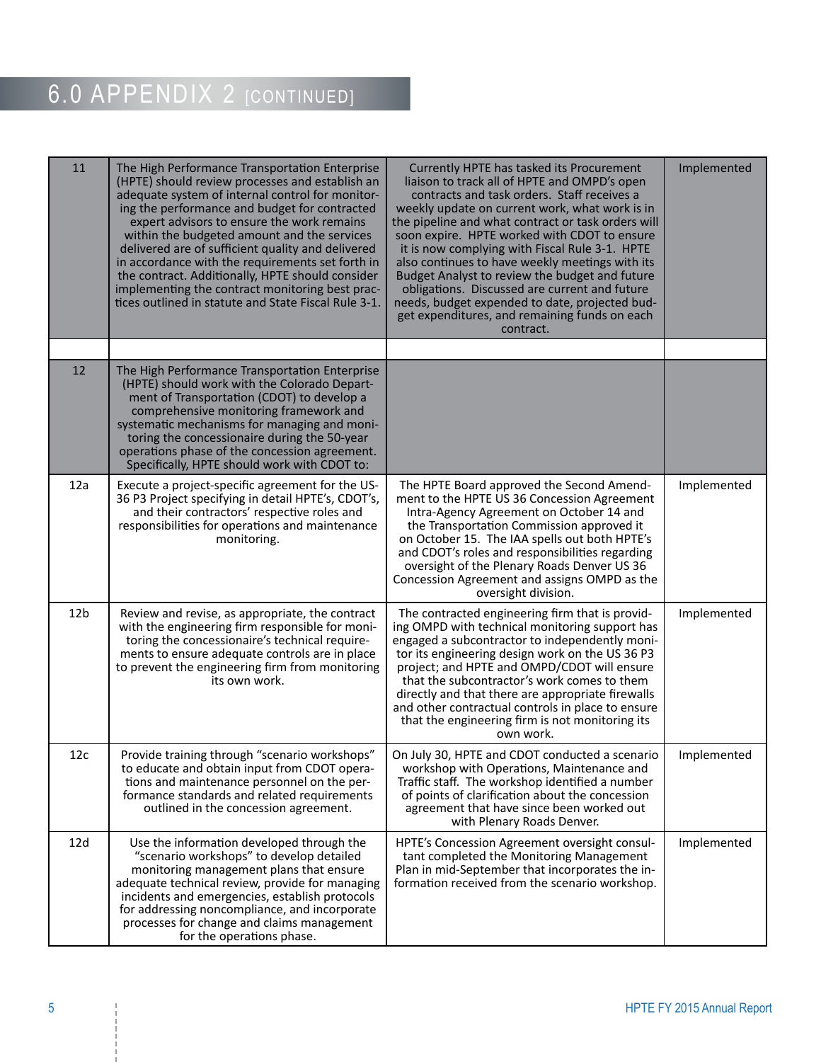# 6.0 APPENDIX 2 [CONTINUED]

| | | | |
|---|---|---|---|
| 11 | The High Performance Transportation Enterprise (HPTE) should review processes and establish an adequate system of internal control for monitoring the performance and budget for contracted expert advisors to ensure the work remains within the budgeted amount and the services delivered are of sufficient quality and delivered in accordance with the requirements set forth in the contract. Additionally, HPTE should consider implementing the contract monitoring best practices outlined in statute and State Fiscal Rule 3-1. | Currently HPTE has tasked its Procurement liaison to track all of HPTE and OMPD's open contracts and task orders. Staff receives a weekly update on current work, what work is in the pipeline and what contract or task orders will soon expire. HPTE worked with CDOT to ensure it is now complying with Fiscal Rule 3-1. HPTE also continues to have weekly meetings with its Budget Analyst to review the budget and future obligations. Discussed are current and future needs, budget expended to date, projected budget expenditures, and remaining funds on each contract. | Implemented |
| | | | |
| 12 | The High Performance Transportation Enterprise (HPTE) should work with the Colorado Department of Transportation (CDOT) to develop a comprehensive monitoring framework and systematic mechanisms for managing and monitoring the concessionaire during the 50-year operations phase of the concession agreement. Specifically, HPTE should work with CDOT to: | | |
| 12a | Execute a project-specific agreement for the US-36 P3 Project specifying in detail HPTE's, CDOT's, and their contractors' respective roles and responsibilities for operations and maintenance monitoring. | The HPTE Board approved the Second Amendment to the HPTE US 36 Concession Agreement Intra-Agency Agreement on October 14 and the Transportation Commission approved it on October 15. The IAA spells out both HPTE's and CDOT's roles and responsibilities regarding oversight of the Plenary Roads Denver US 36 Concession Agreement and assigns OMPD as the oversight division. | Implemented |
| 12b | Review and revise, as appropriate, the contract with the engineering firm responsible for monitoring the concessionaire's technical requirements to ensure adequate controls are in place to prevent the engineering firm from monitoring its own work. | The contracted engineering firm that is providing OMPD with technical monitoring support has engaged a subcontractor to independently monitor its engineering design work on the US 36 P3 project; and HPTE and OMPD/CDOT will ensure that the subcontractor's work comes to them directly and that there are appropriate firewalls and other contractual controls in place to ensure that the engineering firm is not monitoring its own work. | Implemented |
| 12c | Provide training through "scenario workshops" to educate and obtain input from CDOT operations and maintenance personnel on the performance standards and related requirements outlined in the concession agreement. | On July 30, HPTE and CDOT conducted a scenario workshop with Operations, Maintenance and Traffic staff. The workshop identified a number of points of clarification about the concession agreement that have since been worked out with Plenary Roads Denver. | Implemented |
| 12d | Use the information developed through the "scenario workshops" to develop detailed monitoring management plans that ensure adequate technical review, provide for managing incidents and emergencies, establish protocols for addressing noncompliance, and incorporate processes for change and claims management for the operations phase. | HPTE's Concession Agreement oversight consultant completed the Monitoring Management Plan in mid-September that incorporates the information received from the scenario workshop. | Implemented |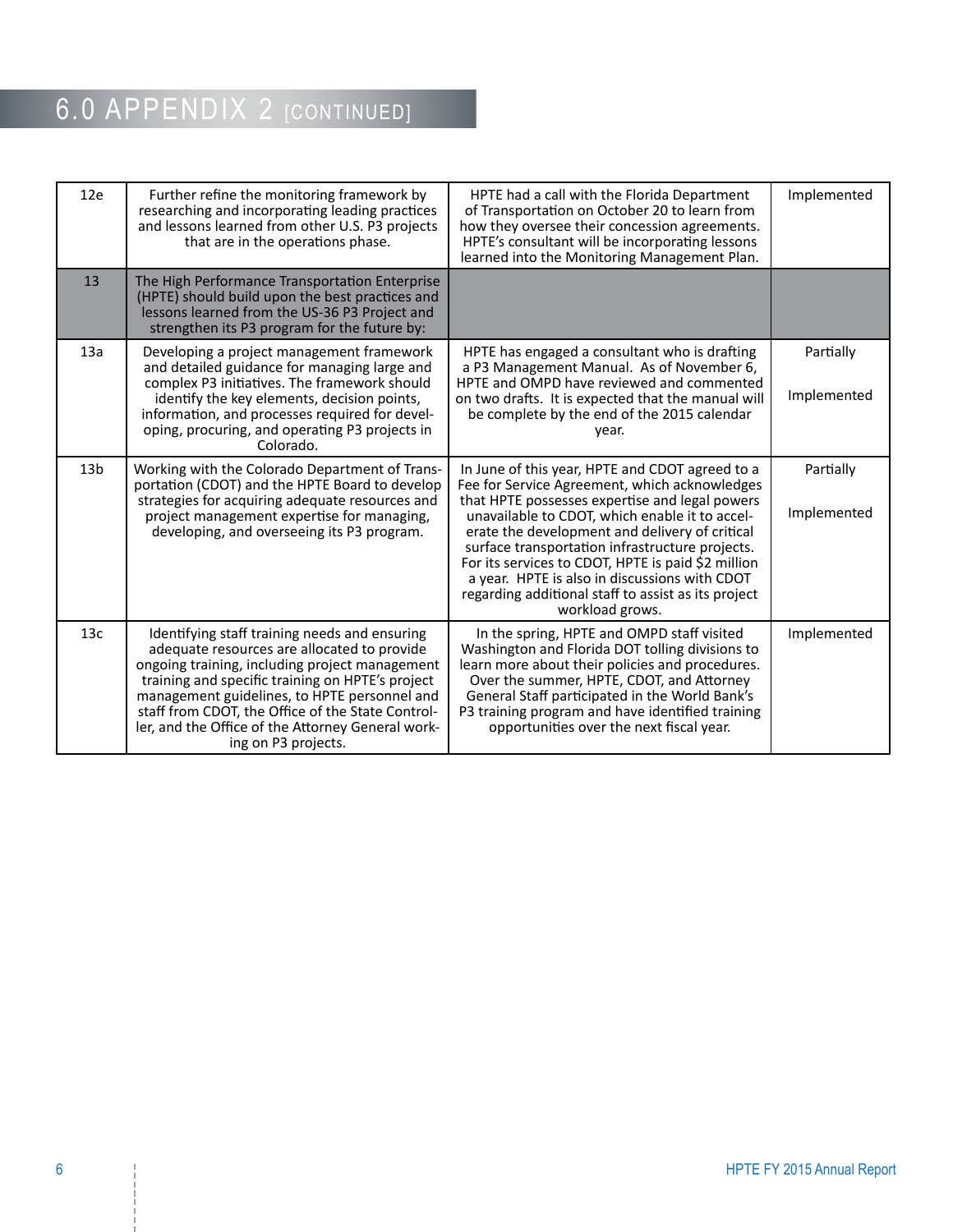# 6.0 APPENDIX 2 [CONTINUED]

| | | | |
|---|---|---|---|
| 12e | Further refine the monitoring framework by researching and incorporating leading practices and lessons learned from other U.S. P3 projects that are in the operations phase. | HPTE had a call with the Florida Department of Transportation on October 20 to learn from how they oversee their concession agreements. HPTE's consultant will be incorporating lessons learned into the Monitoring Management Plan. | Implemented |
| 13 | The High Performance Transportation Enterprise (HPTE) should build upon the best practices and lessons learned from the US-36 P3 Project and strengthen its P3 program for the future by: | | |
| 13a | Developing a project management framework and detailed guidance for managing large and complex P3 initiatives. The framework should identify the key elements, decision points, information, and processes required for developing, procuring, and operating P3 projects in Colorado. | HPTE has engaged a consultant who is drafting a P3 Management Manual. As of November 6, HPTE and OMPD have reviewed and commented on two drafts. It is expected that the manual will be complete by the end of the 2015 calendar year. | Partially Implemented |
| 13b | Working with the Colorado Department of Transportation (CDOT) and the HPTE Board to develop strategies for acquiring adequate resources and project management expertise for managing, developing, and overseeing its P3 program. | In June of this year, HPTE and CDOT agreed to a Fee for Service Agreement, which acknowledges that HPTE possesses expertise and legal powers unavailable to CDOT, which enable it to accelerate the development and delivery of critical surface transportation infrastructure projects. For its services to CDOT, HPTE is paid $2 million a year. HPTE is also in discussions with CDOT regarding additional staff to assist as its project workload grows. | Partially Implemented |
| 13c | Identifying staff training needs and ensuring adequate resources are allocated to provide ongoing training, including project management training and specific training on HPTE's project management guidelines, to HPTE personnel and staff from CDOT, the Office of the State Controller, and the Office of the Attorney General working on P3 projects. | In the spring, HPTE and OMPD staff visited Washington and Florida DOT tolling divisions to learn more about their policies and procedures. Over the summer, HPTE, CDOT, and Attorney General Staff participated in the World Bank's P3 training program and have identified training opportunities over the next fiscal year. | Implemented |